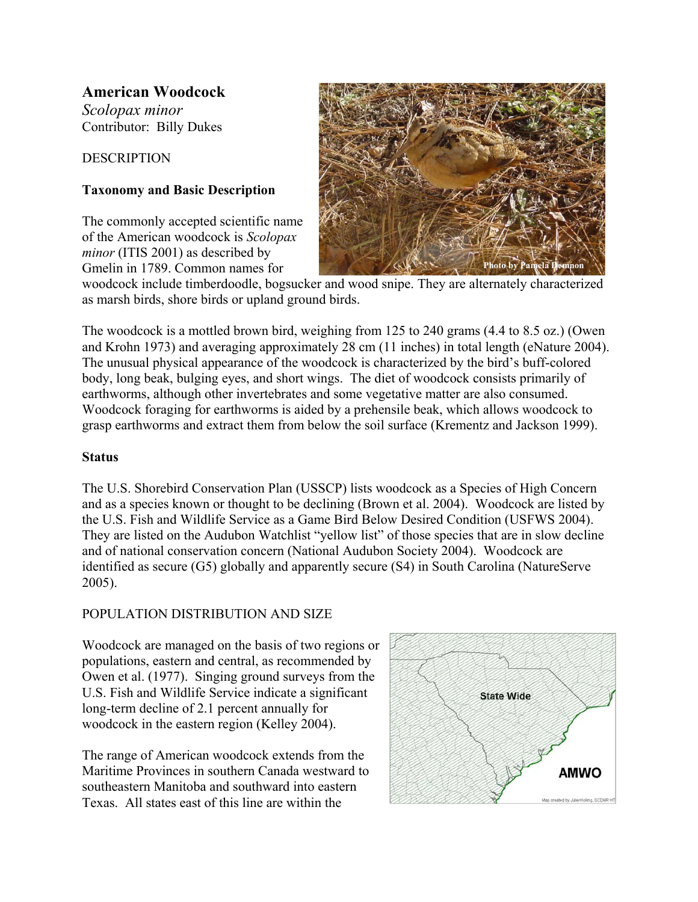# American Woodcock

*Scolopax minor*

Contributor: Billy Dukes

## DESCRIPTION

### Taxonomy and Basic Description

The commonly accepted scientific name of the American woodcock is *Scolopax minor* (ITIS 2001) as described by Gmelin in 1789. Common names for woodcock include timberdoodle, bogsucker and wood snipe. They are alternately characterized as marsh birds, shore birds or upland ground birds.

The woodcock is a mottled brown bird, weighing from 125 to 240 grams (4.4 to 8.5 oz.) (Owen and Krohn 1973) and averaging approximately 28 cm (11 inches) in total length (eNature 2004). The unusual physical appearance of the woodcock is characterized by the bird's buff-colored body, long beak, bulging eyes, and short wings. The diet of woodcock consists primarily of earthworms, although other invertebrates and some vegetative matter are also consumed. Woodcock foraging for earthworms is aided by a prehensile beak, which allows woodcock to grasp earthworms and extract them from below the soil surface (Krementz and Jackson 1999).

### Status

The U.S. Shorebird Conservation Plan (USSCP) lists woodcock as a Species of High Concern and as a species known or thought to be declining (Brown et al. 2004). Woodcock are listed by the U.S. Fish and Wildlife Service as a Game Bird Below Desired Condition (USFWS 2004). They are listed on the Audubon Watchlist "yellow list" of those species that are in slow decline and of national conservation concern (National Audubon Society 2004). Woodcock are identified as secure (G5) globally and apparently secure (S4) in South Carolina (NatureServe 2005).

## POPULATION DISTRIBUTION AND SIZE

Woodcock are managed on the basis of two regions or populations, eastern and central, as recommended by Owen et al. (1977). Singing ground surveys from the U.S. Fish and Wildlife Service indicate a significant long-term decline of 2.1 percent annually for woodcock in the eastern region (Kelley 2004).

The range of American woodcock extends from the Maritime Provinces in southern Canada westward to southeastern Manitoba and southward into eastern Texas. All states east of this line are within the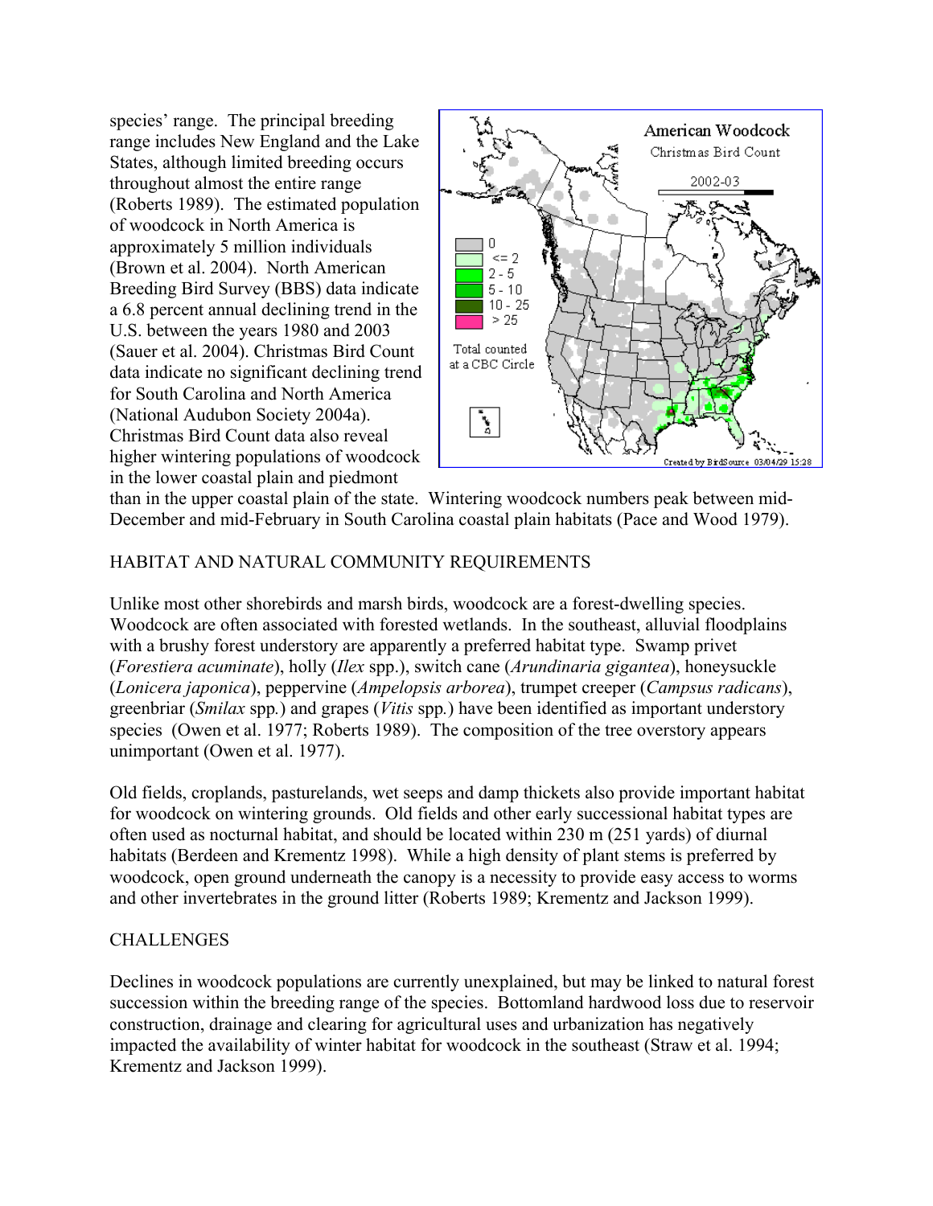species' range. The principal breeding range includes New England and the Lake States, although limited breeding occurs throughout almost the entire range (Roberts 1989). The estimated population of woodcock in North America is approximately 5 million individuals (Brown et al. 2004). North American Breeding Bird Survey (BBS) data indicate a 6.8 percent annual declining trend in the U.S. between the years 1980 and 2003 (Sauer et al. 2004). Christmas Bird Count data indicate no significant declining trend for South Carolina and North America (National Audubon Society 2004a). Christmas Bird Count data also reveal higher wintering populations of woodcock in the lower coastal plain and piedmont than in the upper coastal plain of the state. Wintering woodcock numbers peak between mid-December and mid-February in South Carolina coastal plain habitats (Pace and Wood 1979).

## HABITAT AND NATURAL COMMUNITY REQUIREMENTS

Unlike most other shorebirds and marsh birds, woodcock are a forest-dwelling species. Woodcock are often associated with forested wetlands. In the southeast, alluvial floodplains with a brushy forest understory are apparently a preferred habitat type. Swamp privet (*Forestiera acuminate*), holly (*Ilex* spp.), switch cane (*Arundinaria gigantea*), honeysuckle (*Lonicera japonica*), peppervine (*Ampelopsis arborea*), trumpet creeper (*Campsus radicans*), greenbriar (*Smilax* spp*.*) and grapes (*Vitis* spp*.*) have been identified as important understory species (Owen et al. 1977; Roberts 1989). The composition of the tree overstory appears unimportant (Owen et al. 1977).

Old fields, croplands, pasturelands, wet seeps and damp thickets also provide important habitat for woodcock on wintering grounds. Old fields and other early successional habitat types are often used as nocturnal habitat, and should be located within 230 m (251 yards) of diurnal habitats (Berdeen and Krementz 1998). While a high density of plant stems is preferred by woodcock, open ground underneath the canopy is a necessity to provide easy access to worms and other invertebrates in the ground litter (Roberts 1989; Krementz and Jackson 1999).

## CHALLENGES

Declines in woodcock populations are currently unexplained, but may be linked to natural forest succession within the breeding range of the species. Bottomland hardwood loss due to reservoir construction, drainage and clearing for agricultural uses and urbanization has negatively impacted the availability of winter habitat for woodcock in the southeast (Straw et al. 1994; Krementz and Jackson 1999).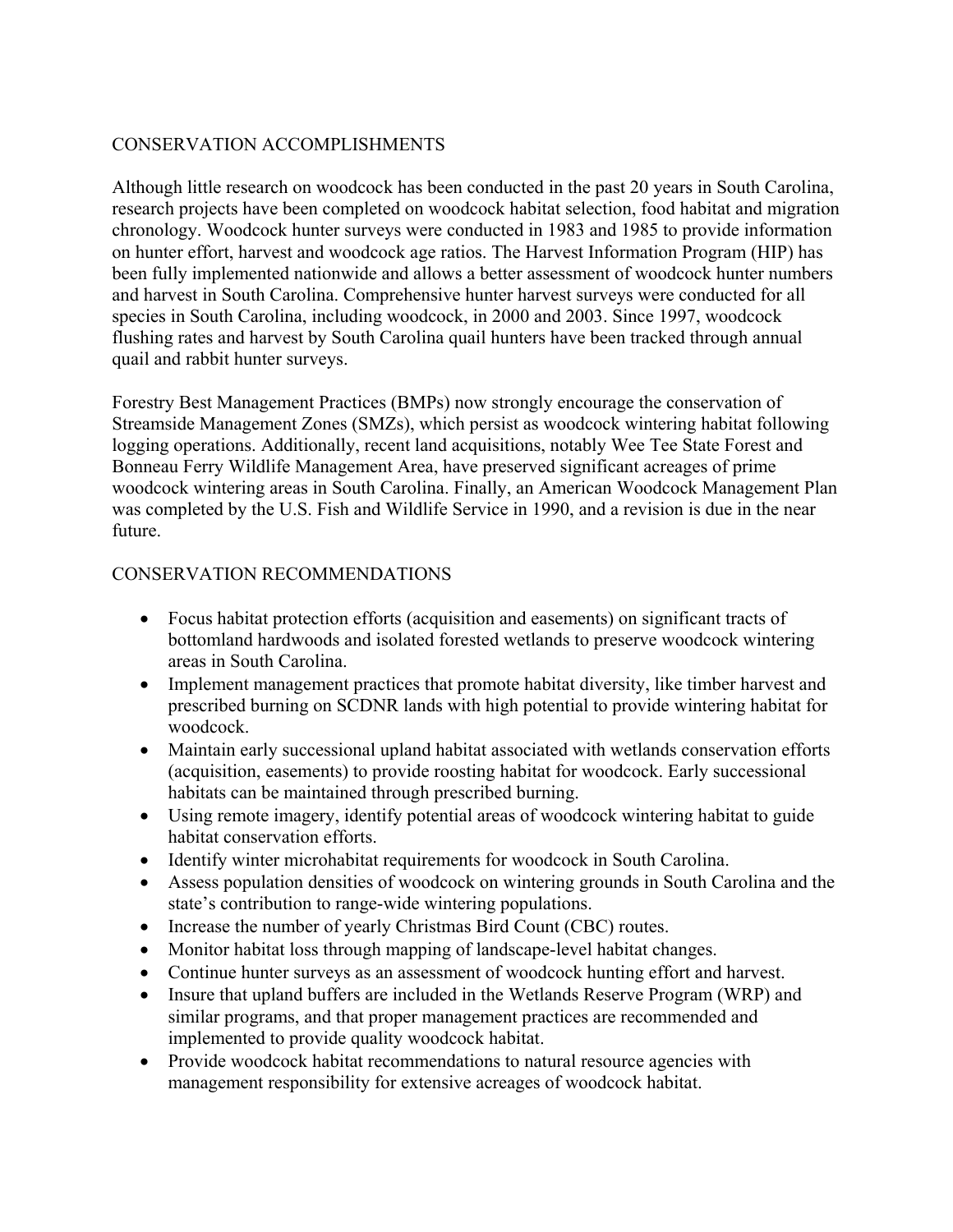## CONSERVATION ACCOMPLISHMENTS

Although little research on woodcock has been conducted in the past 20 years in South Carolina, research projects have been completed on woodcock habitat selection, food habitat and migration chronology. Woodcock hunter surveys were conducted in 1983 and 1985 to provide information on hunter effort, harvest and woodcock age ratios. The Harvest Information Program (HIP) has been fully implemented nationwide and allows a better assessment of woodcock hunter numbers and harvest in South Carolina. Comprehensive hunter harvest surveys were conducted for all species in South Carolina, including woodcock, in 2000 and 2003. Since 1997, woodcock flushing rates and harvest by South Carolina quail hunters have been tracked through annual quail and rabbit hunter surveys.

Forestry Best Management Practices (BMPs) now strongly encourage the conservation of Streamside Management Zones (SMZs), which persist as woodcock wintering habitat following logging operations. Additionally, recent land acquisitions, notably Wee Tee State Forest and Bonneau Ferry Wildlife Management Area, have preserved significant acreages of prime woodcock wintering areas in South Carolina. Finally, an American Woodcock Management Plan was completed by the U.S. Fish and Wildlife Service in 1990, and a revision is due in the near future.

## CONSERVATION RECOMMENDATIONS

- Focus habitat protection efforts (acquisition and easements) on significant tracts of bottomland hardwoods and isolated forested wetlands to preserve woodcock wintering areas in South Carolina.
- Implement management practices that promote habitat diversity, like timber harvest and prescribed burning on SCDNR lands with high potential to provide wintering habitat for woodcock.
- Maintain early successional upland habitat associated with wetlands conservation efforts (acquisition, easements) to provide roosting habitat for woodcock. Early successional habitats can be maintained through prescribed burning.
- Using remote imagery, identify potential areas of woodcock wintering habitat to guide habitat conservation efforts.
- Identify winter microhabitat requirements for woodcock in South Carolina.
- Assess population densities of woodcock on wintering grounds in South Carolina and the state's contribution to range-wide wintering populations.
- Increase the number of yearly Christmas Bird Count (CBC) routes.
- Monitor habitat loss through mapping of landscape-level habitat changes.
- Continue hunter surveys as an assessment of woodcock hunting effort and harvest.
- Insure that upland buffers are included in the Wetlands Reserve Program (WRP) and similar programs, and that proper management practices are recommended and implemented to provide quality woodcock habitat.
- Provide woodcock habitat recommendations to natural resource agencies with management responsibility for extensive acreages of woodcock habitat.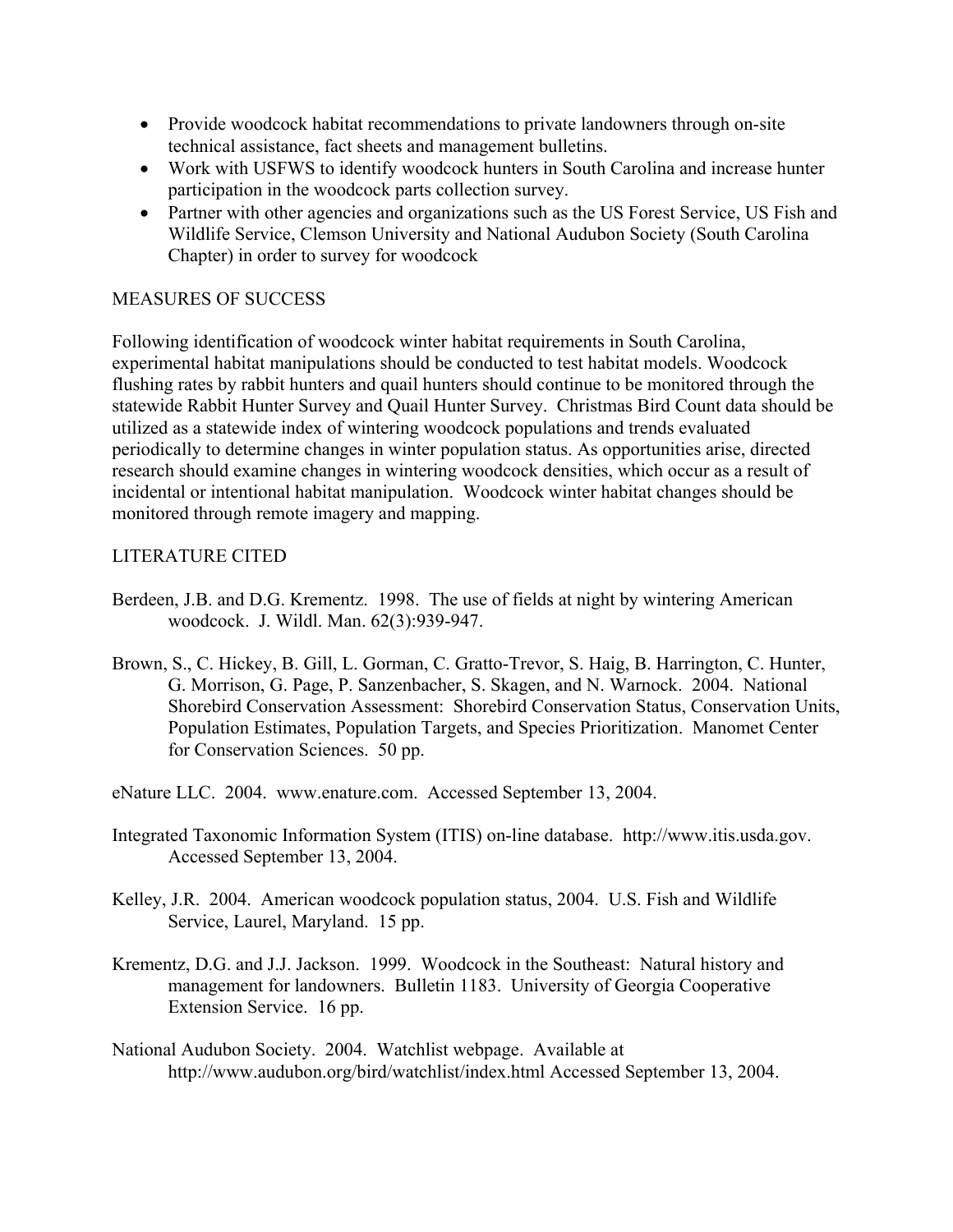- Provide woodcock habitat recommendations to private landowners through on-site technical assistance, fact sheets and management bulletins.
- Work with USFWS to identify woodcock hunters in South Carolina and increase hunter participation in the woodcock parts collection survey.
- Partner with other agencies and organizations such as the US Forest Service, US Fish and Wildlife Service, Clemson University and National Audubon Society (South Carolina Chapter) in order to survey for woodcock

## MEASURES OF SUCCESS

Following identification of woodcock winter habitat requirements in South Carolina, experimental habitat manipulations should be conducted to test habitat models. Woodcock flushing rates by rabbit hunters and quail hunters should continue to be monitored through the statewide Rabbit Hunter Survey and Quail Hunter Survey. Christmas Bird Count data should be utilized as a statewide index of wintering woodcock populations and trends evaluated periodically to determine changes in winter population status. As opportunities arise, directed research should examine changes in wintering woodcock densities, which occur as a result of incidental or intentional habitat manipulation. Woodcock winter habitat changes should be monitored through remote imagery and mapping.

## LITERATURE CITED

Berdeen, J.B. and D.G. Krementz. 1998. The use of fields at night by wintering American woodcock. J. Wildl. Man. 62(3):939-947.

Brown, S., C. Hickey, B. Gill, L. Gorman, C. Gratto-Trevor, S. Haig, B. Harrington, C. Hunter, G. Morrison, G. Page, P. Sanzenbacher, S. Skagen, and N. Warnock. 2004. National Shorebird Conservation Assessment: Shorebird Conservation Status, Conservation Units, Population Estimates, Population Targets, and Species Prioritization. Manomet Center for Conservation Sciences. 50 pp.

eNature LLC. 2004. www.enature.com. Accessed September 13, 2004.

Integrated Taxonomic Information System (ITIS) on-line database. http://www.itis.usda.gov. Accessed September 13, 2004.

Kelley, J.R. 2004. American woodcock population status, 2004. U.S. Fish and Wildlife Service, Laurel, Maryland. 15 pp.

Krementz, D.G. and J.J. Jackson. 1999. Woodcock in the Southeast: Natural history and management for landowners. Bulletin 1183. University of Georgia Cooperative Extension Service. 16 pp.

National Audubon Society. 2004. Watchlist webpage. Available at http://www.audubon.org/bird/watchlist/index.html Accessed September 13, 2004.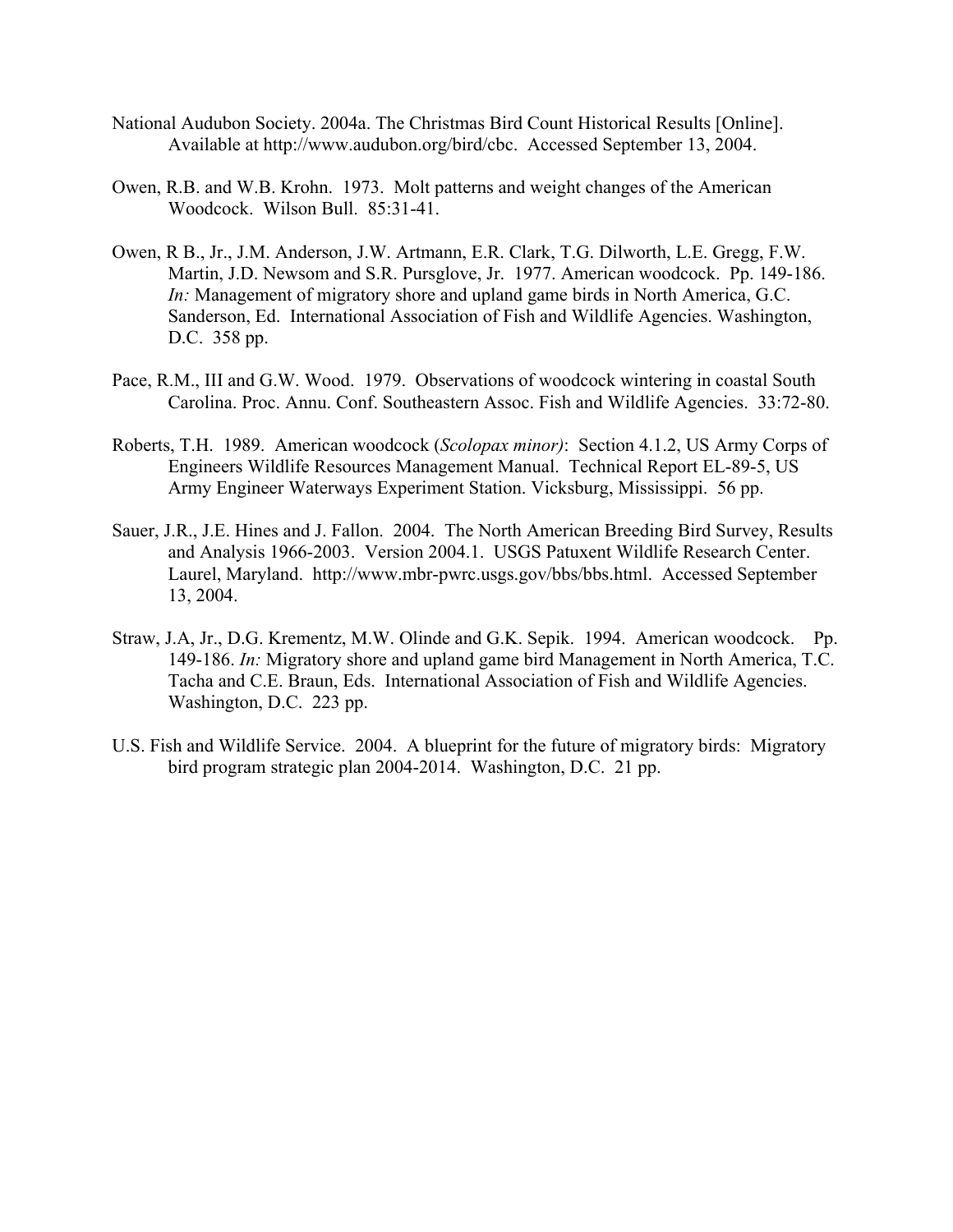National Audubon Society. 2004a. The Christmas Bird Count Historical Results [Online]. Available at http://www.audubon.org/bird/cbc. Accessed September 13, 2004.

Owen, R.B. and W.B. Krohn. 1973. Molt patterns and weight changes of the American Woodcock. Wilson Bull. 85:31-41.

Owen, R B., Jr., J.M. Anderson, J.W. Artmann, E.R. Clark, T.G. Dilworth, L.E. Gregg, F.W. Martin, J.D. Newsom and S.R. Pursglove, Jr. 1977. American woodcock. Pp. 149-186. *In:* Management of migratory shore and upland game birds in North America, G.C. Sanderson, Ed. International Association of Fish and Wildlife Agencies. Washington, D.C. 358 pp.

Pace, R.M., III and G.W. Wood. 1979. Observations of woodcock wintering in coastal South Carolina. Proc. Annu. Conf. Southeastern Assoc. Fish and Wildlife Agencies. 33:72-80.

Roberts, T.H. 1989. American woodcock (*Scolopax minor)*: Section 4.1.2, US Army Corps of Engineers Wildlife Resources Management Manual. Technical Report EL-89-5, US Army Engineer Waterways Experiment Station. Vicksburg, Mississippi. 56 pp.

Sauer, J.R., J.E. Hines and J. Fallon. 2004. The North American Breeding Bird Survey, Results and Analysis 1966-2003. Version 2004.1. USGS Patuxent Wildlife Research Center. Laurel, Maryland. http://www.mbr-pwrc.usgs.gov/bbs/bbs.html. Accessed September 13, 2004.

Straw, J.A, Jr., D.G. Krementz, M.W. Olinde and G.K. Sepik. 1994. American woodcock. Pp. 149-186. *In:* Migratory shore and upland game bird Management in North America, T.C. Tacha and C.E. Braun, Eds. International Association of Fish and Wildlife Agencies. Washington, D.C. 223 pp.

U.S. Fish and Wildlife Service. 2004. A blueprint for the future of migratory birds: Migratory bird program strategic plan 2004-2014. Washington, D.C. 21 pp.